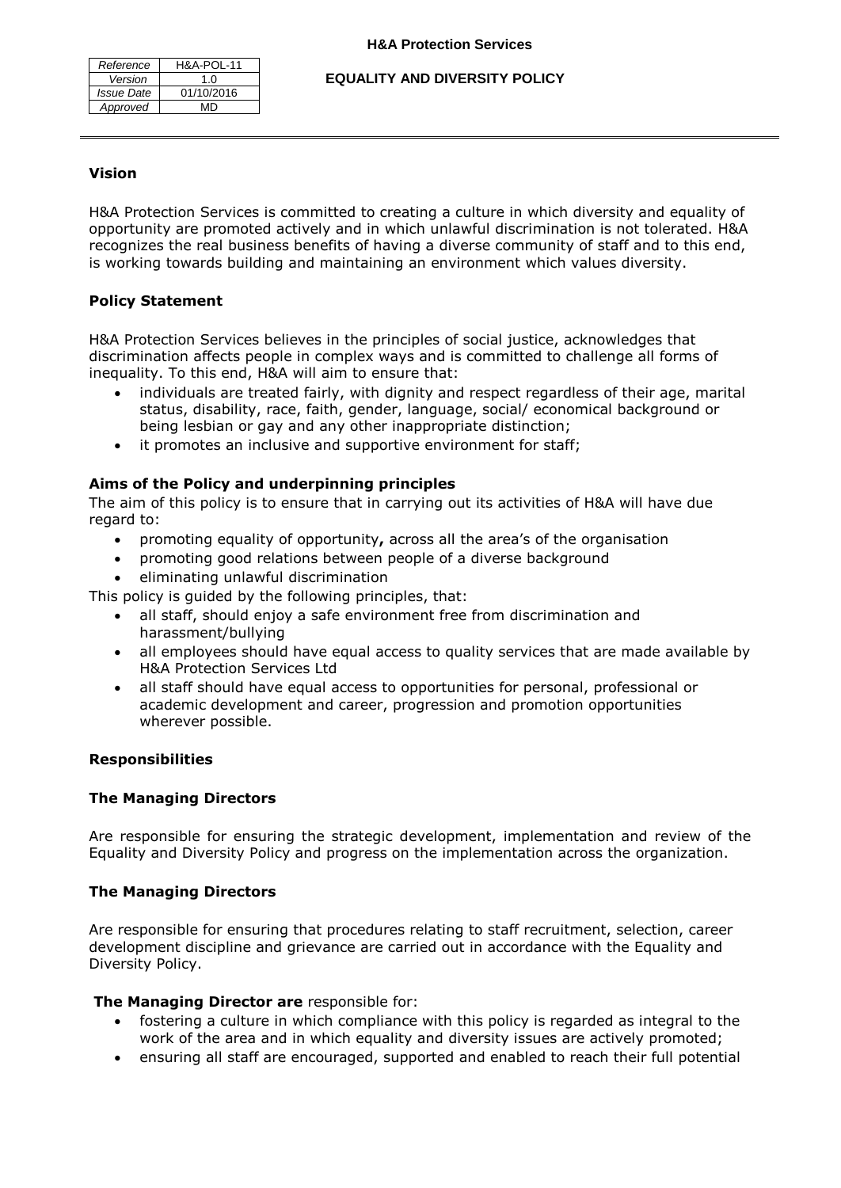| Reference | H&A-POL-11 |
|---|---|
| Version | 1.0 |
| Issue Date | 01/10/2016 |
| Approved | MD |

**H&A Protection Services**

**EQUALITY AND DIVERSITY POLICY**

### Vision

H&A Protection Services is committed to creating a culture in which diversity and equality of opportunity are promoted actively and in which unlawful discrimination is not tolerated. H&A recognizes the real business benefits of having a diverse community of staff and to this end, is working towards building and maintaining an environment which values diversity.

### Policy Statement

H&A Protection Services believes in the principles of social justice, acknowledges that discrimination affects people in complex ways and is committed to challenge all forms of inequality. To this end, H&A will aim to ensure that:

- individuals are treated fairly, with dignity and respect regardless of their age, marital status, disability, race, faith, gender, language, social/ economical background or being lesbian or gay and any other inappropriate distinction;
- it promotes an inclusive and supportive environment for staff;

### Aims of the Policy and underpinning principles

The aim of this policy is to ensure that in carrying out its activities of H&A will have due regard to:

- promoting equality of opportunity**,** across all the area's of the organisation
- promoting good relations between people of a diverse background
- eliminating unlawful discrimination

This policy is guided by the following principles, that:

- all staff, should enjoy a safe environment free from discrimination and harassment/bullying
- all employees should have equal access to quality services that are made available by H&A Protection Services Ltd
- all staff should have equal access to opportunities for personal, professional or academic development and career, progression and promotion opportunities wherever possible.

### Responsibilities

### The Managing Directors

Are responsible for ensuring the strategic development, implementation and review of the Equality and Diversity Policy and progress on the implementation across the organization.

### The Managing Directors

Are responsible for ensuring that procedures relating to staff recruitment, selection, career development discipline and grievance are carried out in accordance with the Equality and Diversity Policy.

**The Managing Director are** responsible for:

- fostering a culture in which compliance with this policy is regarded as integral to the work of the area and in which equality and diversity issues are actively promoted;
- ensuring all staff are encouraged, supported and enabled to reach their full potential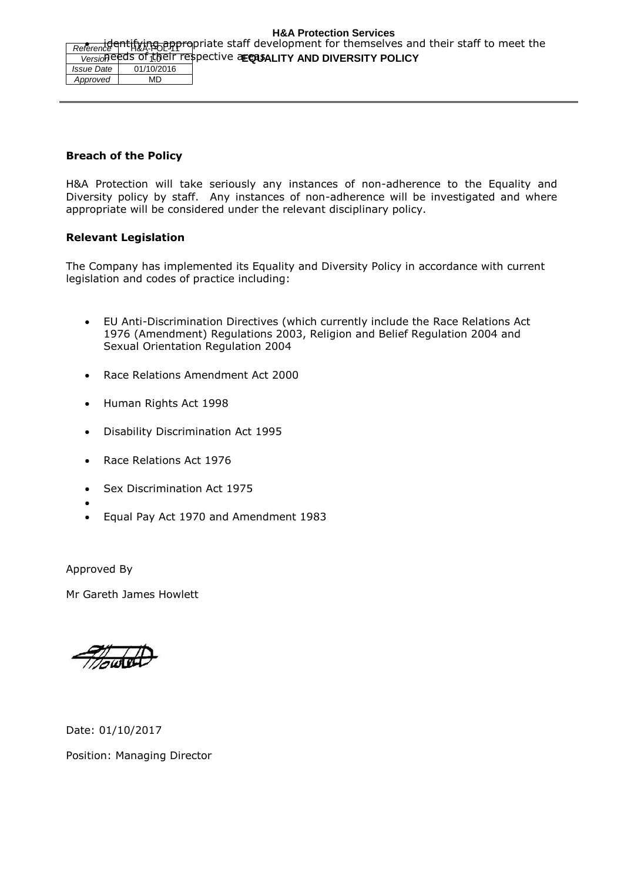- identifying appropriate staff development for themselves and their staff to meet the needs of their respective areas.

**Breach of the Policy**

H&A Protection will take seriously any instances of non-adherence to the Equality and Diversity policy by staff. Any instances of non-adherence will be investigated and where appropriate will be considered under the relevant disciplinary policy.

**Relevant Legislation**

The Company has implemented its Equality and Diversity Policy in accordance with current legislation and codes of practice including:

- EU Anti-Discrimination Directives (which currently include the Race Relations Act 1976 (Amendment) Regulations 2003, Religion and Belief Regulation 2004 and Sexual Orientation Regulation 2004
- Race Relations Amendment Act 2000
- Human Rights Act 1998
- Disability Discrimination Act 1995
- Race Relations Act 1976
- Sex Discrimination Act 1975
- 
- Equal Pay Act 1970 and Amendment 1983

Approved By

Mr Gareth James Howlett

Date: 01/10/2017

Position: Managing Director